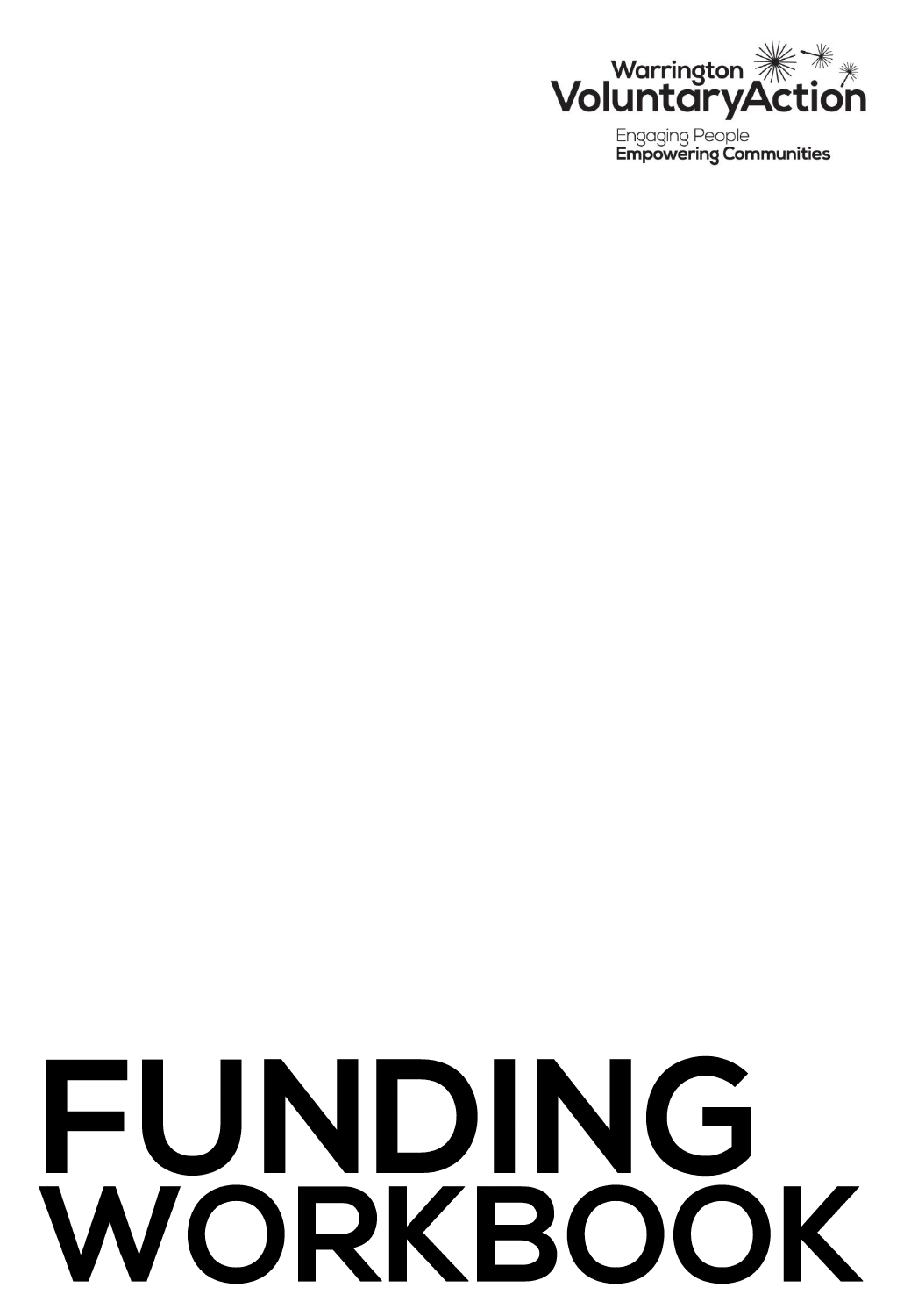Warrington VoluntaryAction

Engaging People
**Empowering Communities**

# FUNDING WORKBOOK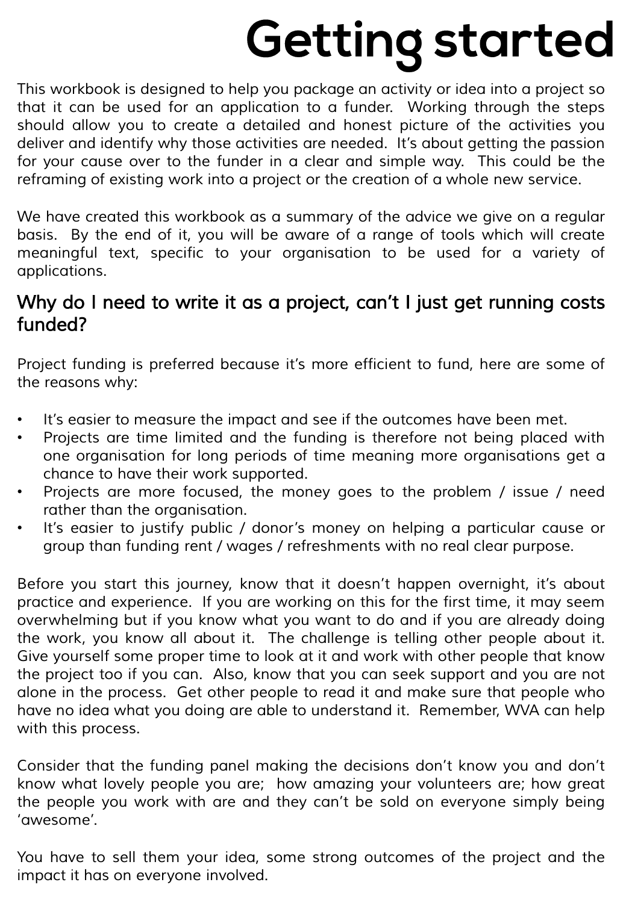# Getting started

This workbook is designed to help you package an activity or idea into a project so that it can be used for an application to a funder. Working through the steps should allow you to create a detailed and honest picture of the activities you deliver and identify why those activities are needed. It's about getting the passion for your cause over to the funder in a clear and simple way. This could be the reframing of existing work into a project or the creation of a whole new service.

We have created this workbook as a summary of the advice we give on a regular basis. By the end of it, you will be aware of a range of tools which will create meaningful text, specific to your organisation to be used for a variety of applications.

## Why do I need to write it as a project, can't I just get running costs funded?

Project funding is preferred because it's more efficient to fund, here are some of the reasons why:

- It's easier to measure the impact and see if the outcomes have been met.
- Projects are time limited and the funding is therefore not being placed with one organisation for long periods of time meaning more organisations get a chance to have their work supported.
- Projects are more focused, the money goes to the problem / issue / need rather than the organisation.
- It's easier to justify public / donor's money on helping a particular cause or group than funding rent / wages / refreshments with no real clear purpose.

Before you start this journey, know that it doesn't happen overnight, it's about practice and experience. If you are working on this for the first time, it may seem overwhelming but if you know what you want to do and if you are already doing the work, you know all about it. The challenge is telling other people about it. Give yourself some proper time to look at it and work with other people that know the project too if you can. Also, know that you can seek support and you are not alone in the process. Get other people to read it and make sure that people who have no idea what you doing are able to understand it. Remember, WVA can help with this process.

Consider that the funding panel making the decisions don't know you and don't know what lovely people you are; how amazing your volunteers are; how great the people you work with are and they can't be sold on everyone simply being 'awesome'.

You have to sell them your idea, some strong outcomes of the project and the impact it has on everyone involved.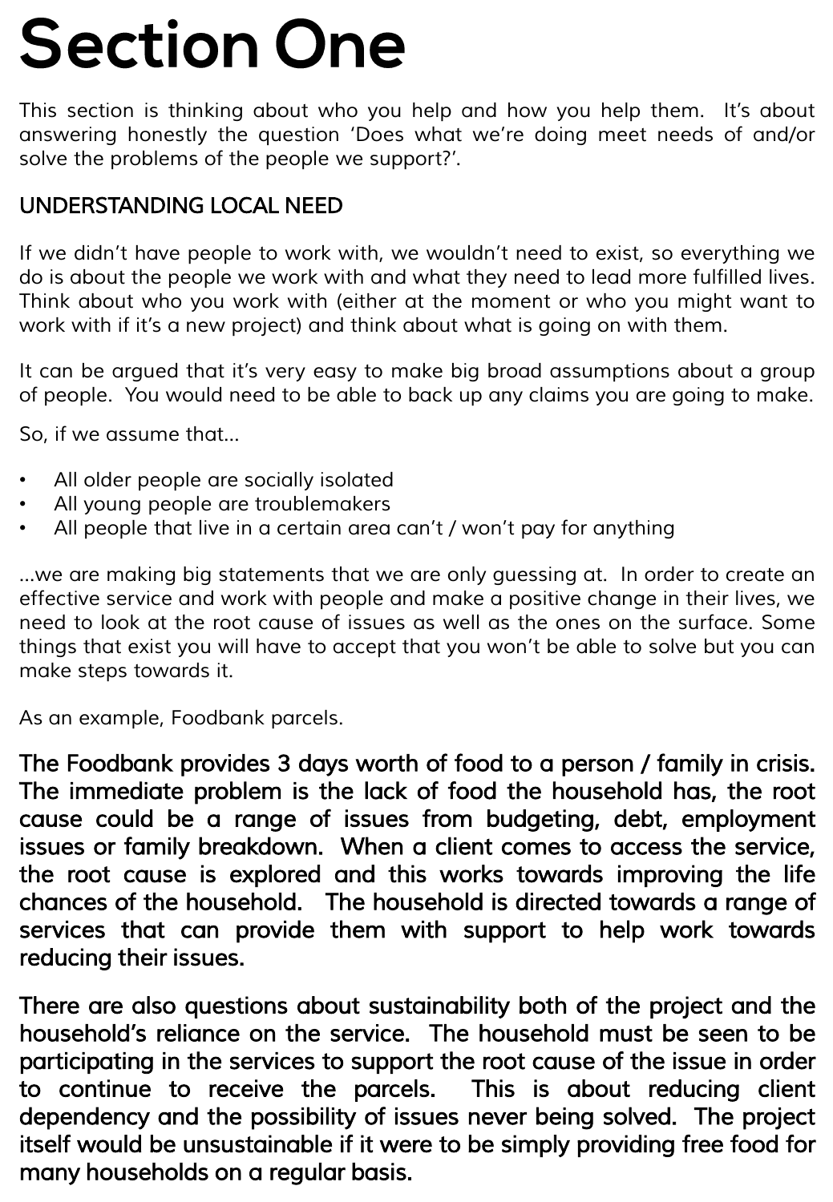# Section One

This section is thinking about who you help and how you help them. It's about answering honestly the question 'Does what we're doing meet needs of and/or solve the problems of the people we support?'.

## UNDERSTANDING LOCAL NEED

If we didn't have people to work with, we wouldn't need to exist, so everything we do is about the people we work with and what they need to lead more fulfilled lives. Think about who you work with (either at the moment or who you might want to work with if it's a new project) and think about what is going on with them.

It can be argued that it's very easy to make big broad assumptions about a group of people. You would need to be able to back up any claims you are going to make.

So, if we assume that...

- All older people are socially isolated
- All young people are troublemakers
- All people that live in a certain area can't / won't pay for anything

...we are making big statements that we are only guessing at. In order to create an effective service and work with people and make a positive change in their lives, we need to look at the root cause of issues as well as the ones on the surface. Some things that exist you will have to accept that you won't be able to solve but you can make steps towards it.

As an example, Foodbank parcels.

The Foodbank provides 3 days worth of food to a person / family in crisis. The immediate problem is the lack of food the household has, the root cause could be a range of issues from budgeting, debt, employment issues or family breakdown. When a client comes to access the service, the root cause is explored and this works towards improving the life chances of the household. The household is directed towards a range of services that can provide them with support to help work towards reducing their issues.

There are also questions about sustainability both of the project and the household's reliance on the service. The household must be seen to be participating in the services to support the root cause of the issue in order to continue to receive the parcels. This is about reducing client dependency and the possibility of issues never being solved. The project itself would be unsustainable if it were to be simply providing free food for many households on a regular basis.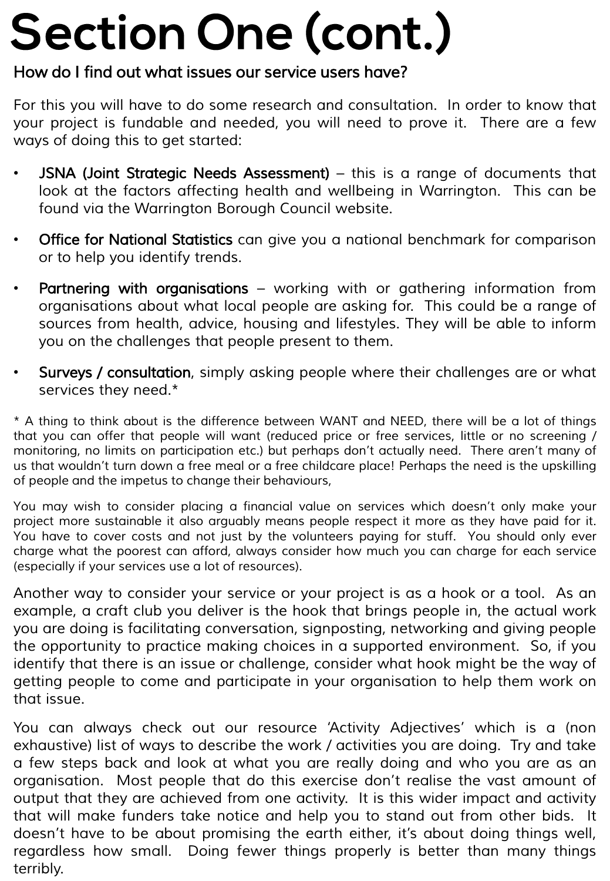# Section One (cont.)

## How do I find out what issues our service users have?

For this you will have to do some research and consultation. In order to know that your project is fundable and needed, you will need to prove it. There are a few ways of doing this to get started:

- **JSNA (Joint Strategic Needs Assessment)** – this is a range of documents that look at the factors affecting health and wellbeing in Warrington. This can be found via the Warrington Borough Council website.
- **Office for National Statistics** can give you a national benchmark for comparison or to help you identify trends.
- **Partnering with organisations** – working with or gathering information from organisations about what local people are asking for. This could be a range of sources from health, advice, housing and lifestyles. They will be able to inform you on the challenges that people present to them.
- **Surveys / consultation**, simply asking people where their challenges are or what services they need.*

* A thing to think about is the difference between WANT and NEED, there will be a lot of things that you can offer that people will want (reduced price or free services, little or no screening / monitoring, no limits on participation etc.) but perhaps don't actually need. There aren't many of us that wouldn't turn down a free meal or a free childcare place! Perhaps the need is the upskilling of people and the impetus to change their behaviours,

You may wish to consider placing a financial value on services which doesn't only make your project more sustainable it also arguably means people respect it more as they have paid for it. You have to cover costs and not just by the volunteers paying for stuff. You should only ever charge what the poorest can afford, always consider how much you can charge for each service (especially if your services use a lot of resources).

Another way to consider your service or your project is as a hook or a tool. As an example, a craft club you deliver is the hook that brings people in, the actual work you are doing is facilitating conversation, signposting, networking and giving people the opportunity to practice making choices in a supported environment. So, if you identify that there is an issue or challenge, consider what hook might be the way of getting people to come and participate in your organisation to help them work on that issue.

You can always check out our resource 'Activity Adjectives' which is a (non exhaustive) list of ways to describe the work / activities you are doing. Try and take a few steps back and look at what you are really doing and who you are as an organisation. Most people that do this exercise don't realise the vast amount of output that they are achieved from one activity. It is this wider impact and activity that will make funders take notice and help you to stand out from other bids. It doesn't have to be about promising the earth either, it's about doing things well, regardless how small. Doing fewer things properly is better than many things terribly.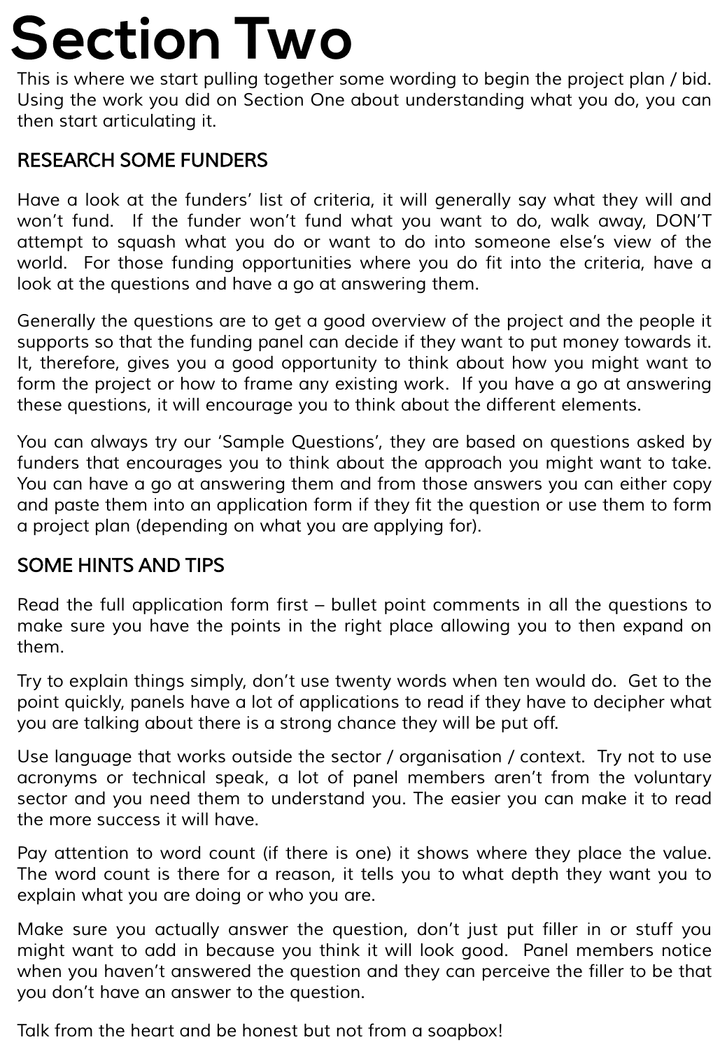# Section Two

This is where we start pulling together some wording to begin the project plan / bid. Using the work you did on Section One about understanding what you do, you can then start articulating it.

## RESEARCH SOME FUNDERS

Have a look at the funders' list of criteria, it will generally say what they will and won't fund. If the funder won't fund what you want to do, walk away, DON'T attempt to squash what you do or want to do into someone else's view of the world. For those funding opportunities where you do fit into the criteria, have a look at the questions and have a go at answering them.

Generally the questions are to get a good overview of the project and the people it supports so that the funding panel can decide if they want to put money towards it. It, therefore, gives you a good opportunity to think about how you might want to form the project or how to frame any existing work. If you have a go at answering these questions, it will encourage you to think about the different elements.

You can always try our 'Sample Questions', they are based on questions asked by funders that encourages you to think about the approach you might want to take. You can have a go at answering them and from those answers you can either copy and paste them into an application form if they fit the question or use them to form a project plan (depending on what you are applying for).

## SOME HINTS AND TIPS

Read the full application form first – bullet point comments in all the questions to make sure you have the points in the right place allowing you to then expand on them.

Try to explain things simply, don't use twenty words when ten would do. Get to the point quickly, panels have a lot of applications to read if they have to decipher what you are talking about there is a strong chance they will be put off.

Use language that works outside the sector / organisation / context. Try not to use acronyms or technical speak, a lot of panel members aren't from the voluntary sector and you need them to understand you. The easier you can make it to read the more success it will have.

Pay attention to word count (if there is one) it shows where they place the value. The word count is there for a reason, it tells you to what depth they want you to explain what you are doing or who you are.

Make sure you actually answer the question, don't just put filler in or stuff you might want to add in because you think it will look good. Panel members notice when you haven't answered the question and they can perceive the filler to be that you don't have an answer to the question.

Talk from the heart and be honest but not from a soapbox!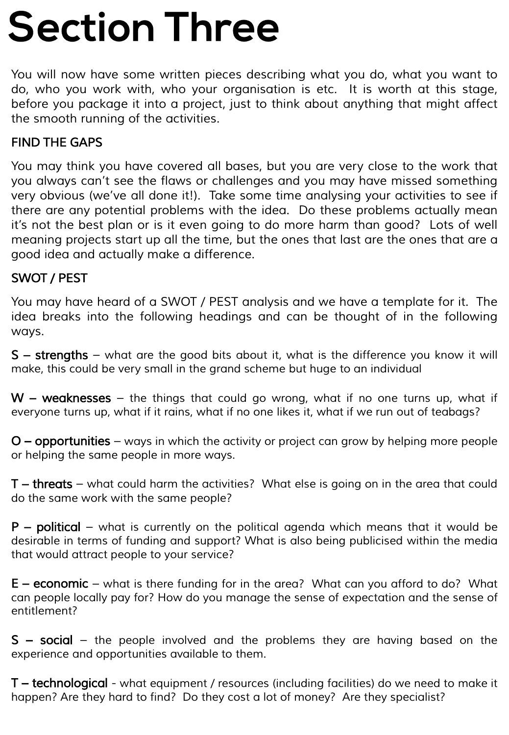# Section Three

You will now have some written pieces describing what you do, what you want to do, who you work with, who your organisation is etc. It is worth at this stage, before you package it into a project, just to think about anything that might affect the smooth running of the activities.

## FIND THE GAPS

You may think you have covered all bases, but you are very close to the work that you always can't see the flaws or challenges and you may have missed something very obvious (we've all done it!). Take some time analysing your activities to see if there are any potential problems with the idea. Do these problems actually mean it's not the best plan or is it even going to do more harm than good? Lots of well meaning projects start up all the time, but the ones that last are the ones that are a good idea and actually make a difference.

## SWOT / PEST

You may have heard of a SWOT / PEST analysis and we have a template for it. The idea breaks into the following headings and can be thought of in the following ways.

**S – strengths** – what are the good bits about it, what is the difference you know it will make, this could be very small in the grand scheme but huge to an individual

**W – weaknesses** – the things that could go wrong, what if no one turns up, what if everyone turns up, what if it rains, what if no one likes it, what if we run out of teabags?

**O – opportunities** – ways in which the activity or project can grow by helping more people or helping the same people in more ways.

**T – threats** – what could harm the activities? What else is going on in the area that could do the same work with the same people?

**P – political** – what is currently on the political agenda which means that it would be desirable in terms of funding and support? What is also being publicised within the media that would attract people to your service?

**E – economic** – what is there funding for in the area? What can you afford to do? What can people locally pay for? How do you manage the sense of expectation and the sense of entitlement?

**S – social** – the people involved and the problems they are having based on the experience and opportunities available to them.

**T – technological** - what equipment / resources (including facilities) do we need to make it happen? Are they hard to find? Do they cost a lot of money? Are they specialist?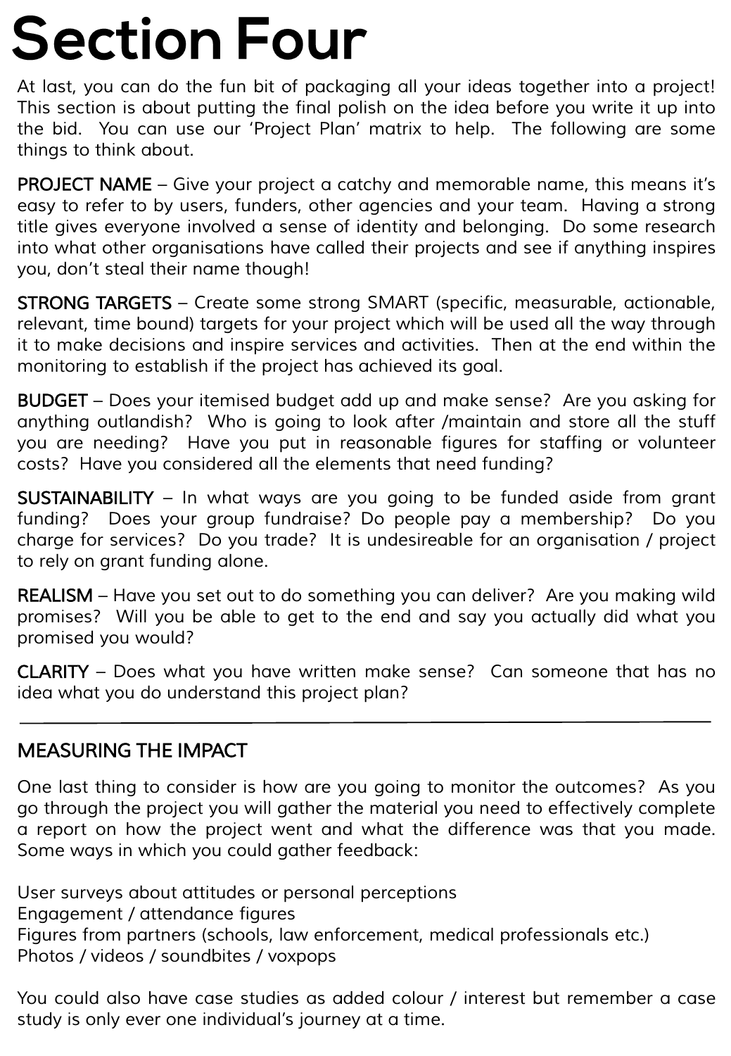# Section Four

At last, you can do the fun bit of packaging all your ideas together into a project! This section is about putting the final polish on the idea before you write it up into the bid. You can use our 'Project Plan' matrix to help. The following are some things to think about.

PROJECT NAME – Give your project a catchy and memorable name, this means it's easy to refer to by users, funders, other agencies and your team. Having a strong title gives everyone involved a sense of identity and belonging. Do some research into what other organisations have called their projects and see if anything inspires you, don't steal their name though!

STRONG TARGETS – Create some strong SMART (specific, measurable, actionable, relevant, time bound) targets for your project which will be used all the way through it to make decisions and inspire services and activities. Then at the end within the monitoring to establish if the project has achieved its goal.

BUDGET – Does your itemised budget add up and make sense? Are you asking for anything outlandish? Who is going to look after /maintain and store all the stuff you are needing? Have you put in reasonable figures for staffing or volunteer costs? Have you considered all the elements that need funding?

SUSTAINABILITY – In what ways are you going to be funded aside from grant funding? Does your group fundraise? Do people pay a membership? Do you charge for services? Do you trade? It is undesireable for an organisation / project to rely on grant funding alone.

REALISM – Have you set out to do something you can deliver? Are you making wild promises? Will you be able to get to the end and say you actually did what you promised you would?

CLARITY – Does what you have written make sense? Can someone that has no idea what you do understand this project plan?

---

## MEASURING THE IMPACT

One last thing to consider is how are you going to monitor the outcomes? As you go through the project you will gather the material you need to effectively complete a report on how the project went and what the difference was that you made. Some ways in which you could gather feedback:

User surveys about attitudes or personal perceptions
Engagement / attendance figures
Figures from partners (schools, law enforcement, medical professionals etc.)
Photos / videos / soundbites / voxpops

You could also have case studies as added colour / interest but remember a case study is only ever one individual's journey at a time.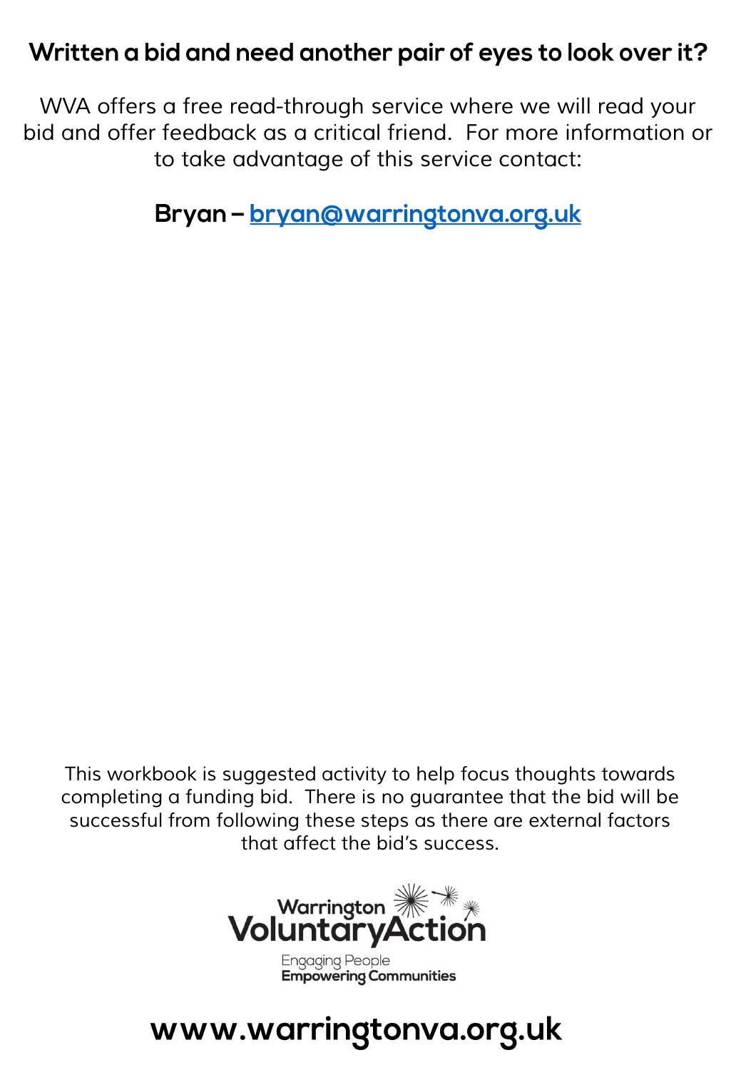## Written a bid and need another pair of eyes to look over it?

WVA offers a free read-through service where we will read your bid and offer feedback as a critical friend. For more information or to take advantage of this service contact:

**Bryan – [bryan@warringtonva.org.uk](mailto:bryan@warringtonva.org.uk)**

This workbook is suggested activity to help focus thoughts towards completing a funding bid. There is no guarantee that the bid will be successful from following these steps as there are external factors that affect the bid's success.

Warrington VoluntaryAction

Engaging People
**Empowering Communities**

**www.warringtonva.org.uk**